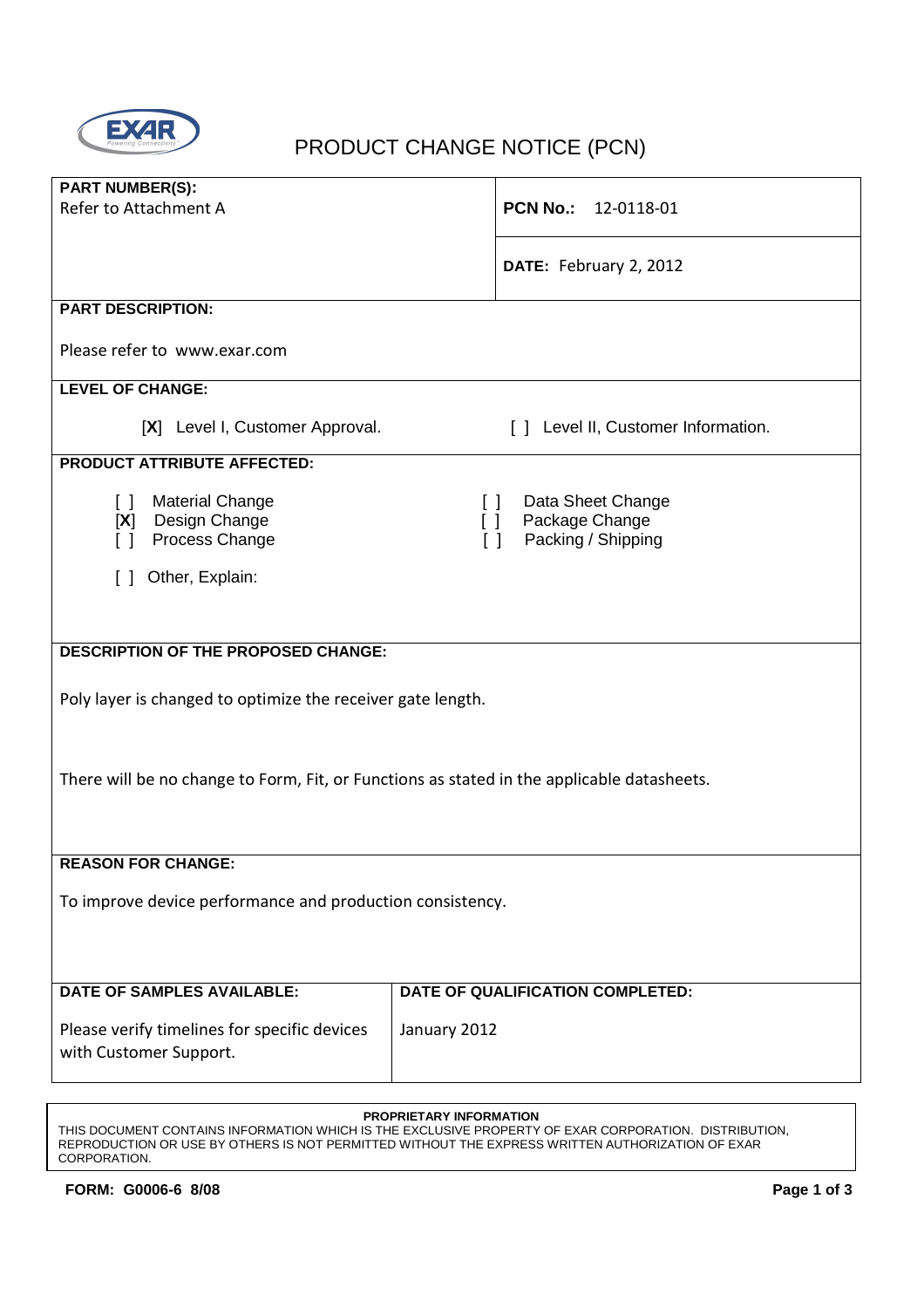# PRODUCT CHANGE NOTICE (PCN)

**PART NUMBER(S):**
Refer to Attachment A

**PCN No.:** 12-0118-01

**DATE:** February 2, 2012

**PART DESCRIPTION:**

Please refer to www.exar.com

**LEVEL OF CHANGE:**

[**X**] Level I, Customer Approval.

[ ] Level II, Customer Information.

**PRODUCT ATTRIBUTE AFFECTED:**

[ ] Material Change
[**X**] Design Change
[ ] Process Change

[ ] Data Sheet Change
[ ] Package Change
[ ] Packing / Shipping

[ ] Other, Explain:

**DESCRIPTION OF THE PROPOSED CHANGE:**

Poly layer is changed to optimize the receiver gate length.

There will be no change to Form, Fit, or Functions as stated in the applicable datasheets.

**REASON FOR CHANGE:**

To improve device performance and production consistency.

| DATE OF SAMPLES AVAILABLE: | DATE OF QUALIFICATION COMPLETED: |
|---|---|
| Please verify timelines for specific devices with Customer Support. | January 2012 |

**PROPRIETARY INFORMATION**
THIS DOCUMENT CONTAINS INFORMATION WHICH IS THE EXCLUSIVE PROPERTY OF EXAR CORPORATION. DISTRIBUTION, REPRODUCTION OR USE BY OTHERS IS NOT PERMITTED WITHOUT THE EXPRESS WRITTEN AUTHORIZATION OF EXAR CORPORATION.

**FORM: G0006-6 8/08**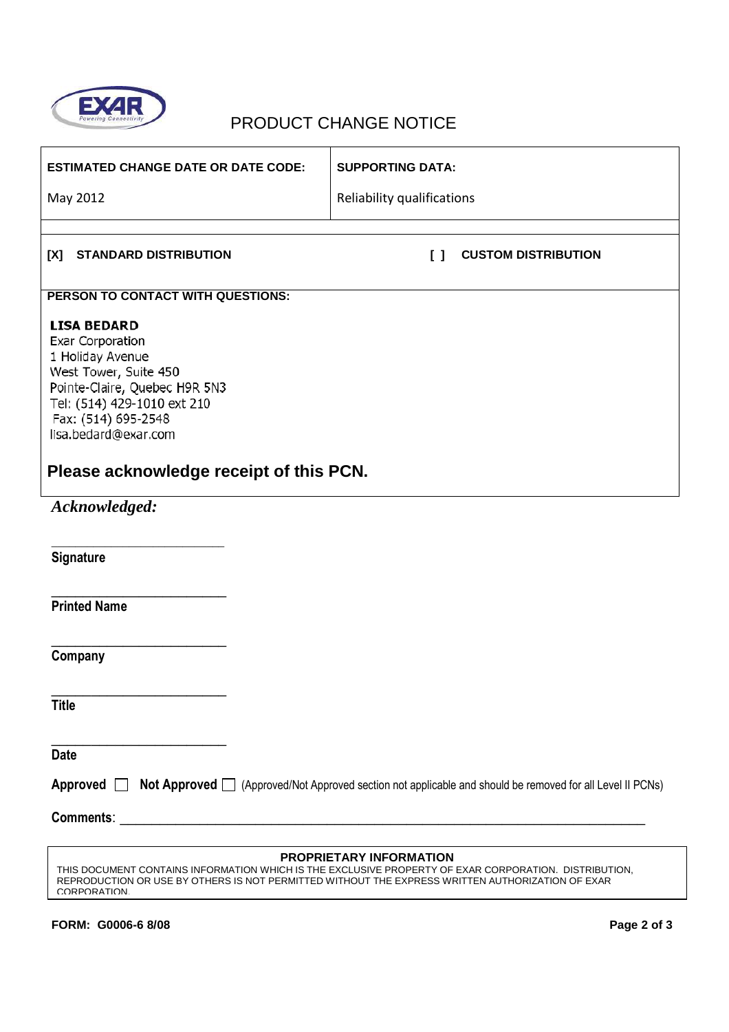# PRODUCT CHANGE NOTICE

| ESTIMATED CHANGE DATE OR DATE CODE: | SUPPORTING DATA: |
| --- | --- |
| May 2012 | Reliability qualifications |

**[X] STANDARD DISTRIBUTION** **[ ] CUSTOM DISTRIBUTION**

**PERSON TO CONTACT WITH QUESTIONS:**

**LISA BEDARD**
Exar Corporation
1 Holiday Avenue
West Tower, Suite 450
Pointe-Claire, Quebec H9R 5N3
Tel: (514) 429-1010 ext 210
Fax: (514) 695-2548
lisa.bedard@exar.com

## Please acknowledge receipt of this PCN.

***Acknowledged:***

\_\_\_\_\_\_\_\_\_\_\_\_\_\_\_\_\_\_\_\_\_\_\_\_\_\_
**Signature**

\_\_\_\_\_\_\_\_\_\_\_\_\_\_\_\_\_\_\_\_\_\_\_\_\_\_
**Printed Name**

\_\_\_\_\_\_\_\_\_\_\_\_\_\_\_\_\_\_\_\_\_\_\_\_\_\_
**Company**

\_\_\_\_\_\_\_\_\_\_\_\_\_\_\_\_\_\_\_\_\_\_\_\_\_\_
**Title**

\_\_\_\_\_\_\_\_\_\_\_\_\_\_\_\_\_\_\_\_\_\_\_\_\_\_
**Date**

**Approved** ☐ **Not Approved** ☐ (Approved/Not Approved section not applicable and should be removed for all Level II PCNs)

**Comments**: \_\_\_\_\_\_\_\_\_\_\_\_\_\_\_\_\_\_\_\_\_\_\_\_\_\_\_\_\_\_\_\_\_\_\_\_\_\_\_\_\_\_\_\_\_\_\_\_\_\_\_\_\_\_\_\_\_\_\_\_\_\_\_\_\_\_\_\_\_\_\_\_\_\_\_\_

**PROPRIETARY INFORMATION**
THIS DOCUMENT CONTAINS INFORMATION WHICH IS THE EXCLUSIVE PROPERTY OF EXAR CORPORATION. DISTRIBUTION, REPRODUCTION OR USE BY OTHERS IS NOT PERMITTED WITHOUT THE EXPRESS WRITTEN AUTHORIZATION OF EXAR CORPORATION.

**FORM: G0006-6 8/08**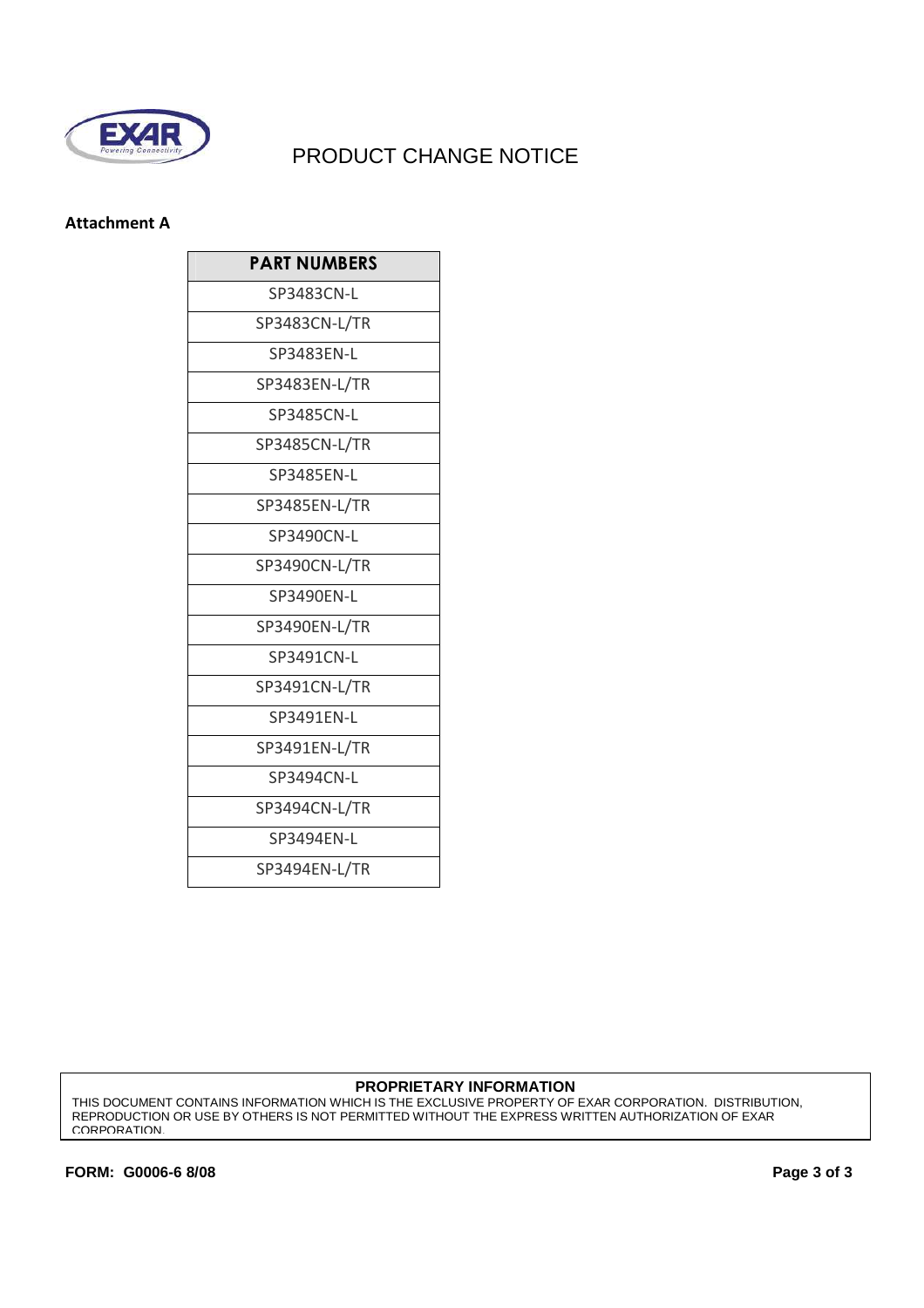# PRODUCT CHANGE NOTICE

**Attachment A**

| PART NUMBERS |
|---|
| SP3483CN-L |
| SP3483CN-L/TR |
| SP3483EN-L |
| SP3483EN-L/TR |
| SP3485CN-L |
| SP3485CN-L/TR |
| SP3485EN-L |
| SP3485EN-L/TR |
| SP3490CN-L |
| SP3490CN-L/TR |
| SP3490EN-L |
| SP3490EN-L/TR |
| SP3491CN-L |
| SP3491CN-L/TR |
| SP3491EN-L |
| SP3491EN-L/TR |
| SP3494CN-L |
| SP3494CN-L/TR |
| SP3494EN-L |
| SP3494EN-L/TR |

**PROPRIETARY INFORMATION**

THIS DOCUMENT CONTAINS INFORMATION WHICH IS THE EXCLUSIVE PROPERTY OF EXAR CORPORATION. DISTRIBUTION, REPRODUCTION OR USE BY OTHERS IS NOT PERMITTED WITHOUT THE EXPRESS WRITTEN AUTHORIZATION OF EXAR CORPORATION.

**FORM: G0006-6 8/08**